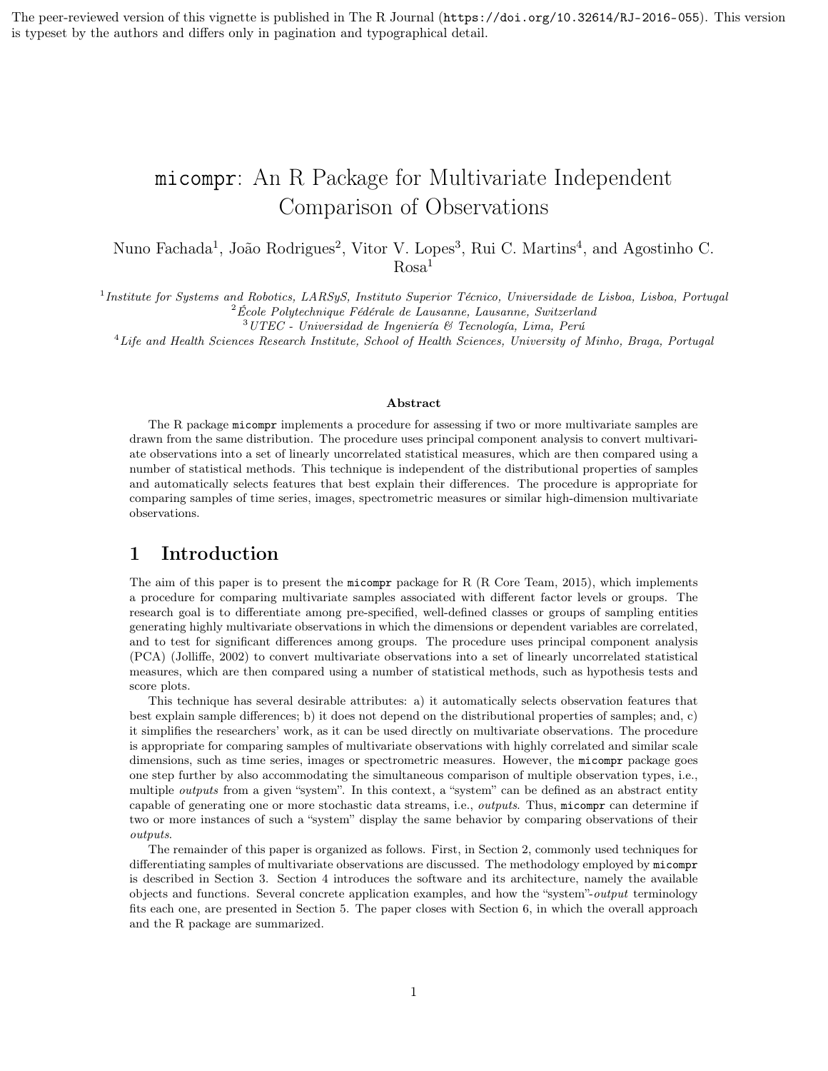The peer-reviewed version of this vignette is published in The R Journal (https://doi.org/10.32614/RJ-2016-055). This version is typeset by the authors and differs only in pagination and typographical detail.

# micompr: An R Package for Multivariate Independent Comparison of Observations

Nuno Fachada[1], João Rodrigues[2], Vitor V. Lopes[3], Rui C. Martins[4], and Agostinho C. Rosa[1]

[1] *Institute for Systems and Robotics, LARSyS, Instituto Superior Técnico, Universidade de Lisboa, Lisboa, Portugal*
[2] *École Polytechnique Fédérale de Lausanne, Lausanne, Switzerland*
[3] *UTEC - Universidad de Ingeniería & Tecnología, Lima, Perú*
[4] *Life and Health Sciences Research Institute, School of Health Sciences, University of Minho, Braga, Portugal*

### Abstract

The R package micompr implements a procedure for assessing if two or more multivariate samples are drawn from the same distribution. The procedure uses principal component analysis to convert multivariate observations into a set of linearly uncorrelated statistical measures, which are then compared using a number of statistical methods. This technique is independent of the distributional properties of samples and automatically selects features that best explain their differences. The procedure is appropriate for comparing samples of time series, images, spectrometric measures or similar high-dimension multivariate observations.

## 1 Introduction

The aim of this paper is to present the micompr package for R (R Core Team, 2015), which implements a procedure for comparing multivariate samples associated with different factor levels or groups. The research goal is to differentiate among pre-specified, well-defined classes or groups of sampling entities generating highly multivariate observations in which the dimensions or dependent variables are correlated, and to test for significant differences among groups. The procedure uses principal component analysis (PCA) (Jolliffe, 2002) to convert multivariate observations into a set of linearly uncorrelated statistical measures, which are then compared using a number of statistical methods, such as hypothesis tests and score plots.

This technique has several desirable attributes: a) it automatically selects observation features that best explain sample differences; b) it does not depend on the distributional properties of samples; and, c) it simplifies the researchers' work, as it can be used directly on multivariate observations. The procedure is appropriate for comparing samples of multivariate observations with highly correlated and similar scale dimensions, such as time series, images or spectrometric measures. However, the micompr package goes one step further by also accommodating the simultaneous comparison of multiple observation types, i.e., multiple *outputs* from a given "system". In this context, a "system" can be defined as an abstract entity capable of generating one or more stochastic data streams, i.e., *outputs*. Thus, micompr can determine if two or more instances of such a "system" display the same behavior by comparing observations of their *outputs*.

The remainder of this paper is organized as follows. First, in Section 2, commonly used techniques for differentiating samples of multivariate observations are discussed. The methodology employed by micompr is described in Section 3. Section 4 introduces the software and its architecture, namely the available objects and functions. Several concrete application examples, and how the "system"-*output* terminology fits each one, are presented in Section 5. The paper closes with Section 6, in which the overall approach and the R package are summarized.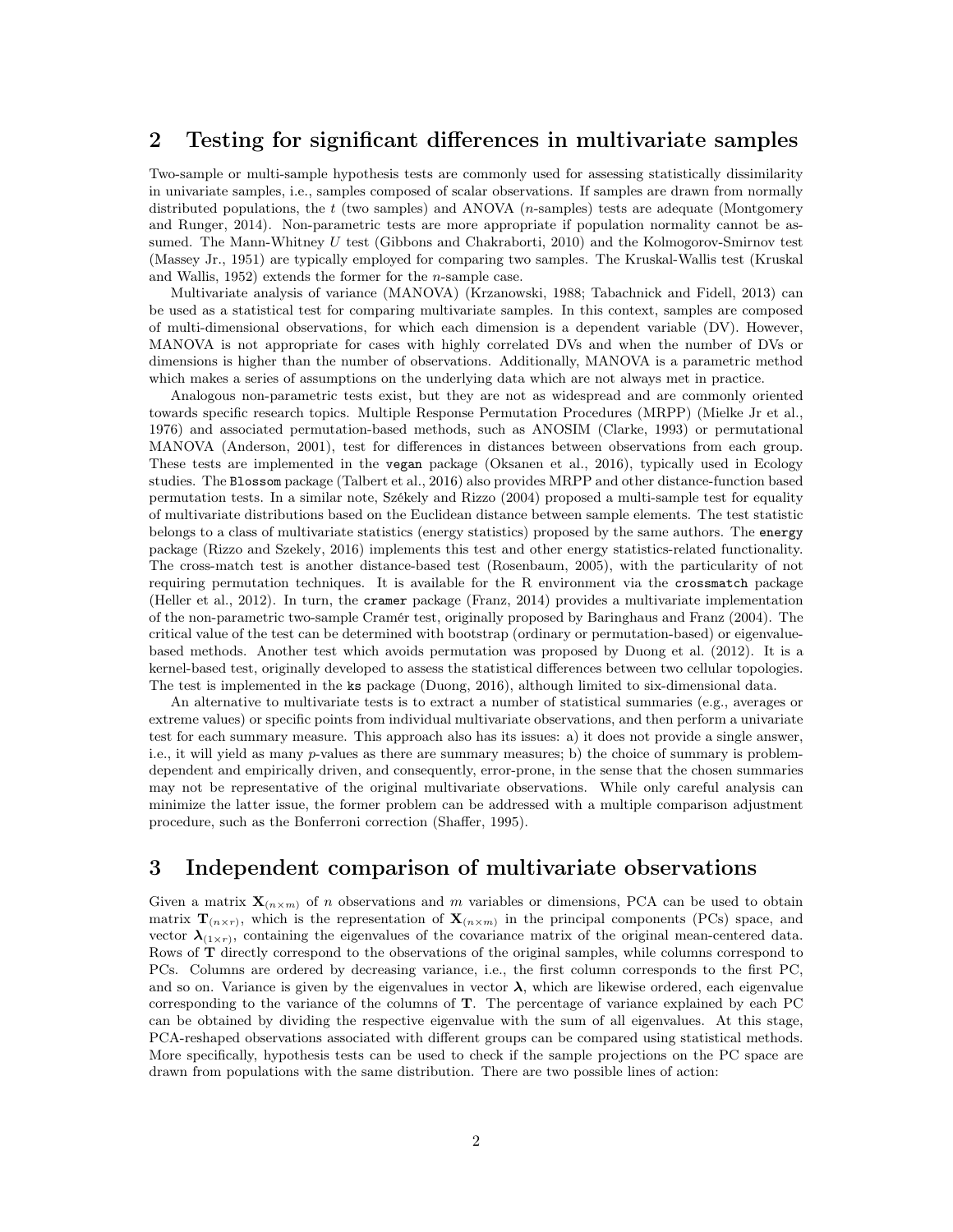## 2 Testing for significant differences in multivariate samples

Two-sample or multi-sample hypothesis tests are commonly used for assessing statistically dissimilarity in univariate samples, i.e., samples composed of scalar observations. If samples are drawn from normally distributed populations, the $t$ (two samples) and ANOVA ($n$-samples) tests are adequate (Montgomery and Runger, 2014). Non-parametric tests are more appropriate if population normality cannot be assumed. The Mann-Whitney $U$ test (Gibbons and Chakraborti, 2010) and the Kolmogorov-Smirnov test (Massey Jr., 1951) are typically employed for comparing two samples. The Kruskal-Wallis test (Kruskal and Wallis, 1952) extends the former for the $n$-sample case.

Multivariate analysis of variance (MANOVA) (Krzanowski, 1988; Tabachnick and Fidell, 2013) can be used as a statistical test for comparing multivariate samples. In this context, samples are composed of multi-dimensional observations, for which each dimension is a dependent variable (DV). However, MANOVA is not appropriate for cases with highly correlated DVs and when the number of DVs or dimensions is higher than the number of observations. Additionally, MANOVA is a parametric method which makes a series of assumptions on the underlying data which are not always met in practice.

Analogous non-parametric tests exist, but they are not as widespread and are commonly oriented towards specific research topics. Multiple Response Permutation Procedures (MRPP) (Mielke Jr et al., 1976) and associated permutation-based methods, such as ANOSIM (Clarke, 1993) or permutational MANOVA (Anderson, 2001), test for differences in distances between observations from each group. These tests are implemented in the `vegan` package (Oksanen et al., 2016), typically used in Ecology studies. The `Blossom` package (Talbert et al., 2016) also provides MRPP and other distance-function based permutation tests. In a similar note, Székely and Rizzo (2004) proposed a multi-sample test for equality of multivariate distributions based on the Euclidean distance between sample elements. The test statistic belongs to a class of multivariate statistics (energy statistics) proposed by the same authors. The `energy` package (Rizzo and Szekely, 2016) implements this test and other energy statistics-related functionality. The cross-match test is another distance-based test (Rosenbaum, 2005), with the particularity of not requiring permutation techniques. It is available for the R environment via the `crossmatch` package (Heller et al., 2012). In turn, the `cramer` package (Franz, 2014) provides a multivariate implementation of the non-parametric two-sample Cramér test, originally proposed by Baringhaus and Franz (2004). The critical value of the test can be determined with bootstrap (ordinary or permutation-based) or eigenvalue-based methods. Another test which avoids permutation was proposed by Duong et al. (2012). It is a kernel-based test, originally developed to assess the statistical differences between two cellular topologies. The test is implemented in the `ks` package (Duong, 2016), although limited to six-dimensional data.

An alternative to multivariate tests is to extract a number of statistical summaries (e.g., averages or extreme values) or specific points from individual multivariate observations, and then perform a univariate test for each summary measure. This approach also has its issues: a) it does not provide a single answer, i.e., it will yield as many $p$-values as there are summary measures; b) the choice of summary is problem-dependent and empirically driven, and consequently, error-prone, in the sense that the chosen summaries may not be representative of the original multivariate observations. While only careful analysis can minimize the latter issue, the former problem can be addressed with a multiple comparison adjustment procedure, such as the Bonferroni correction (Shaffer, 1995).

## 3 Independent comparison of multivariate observations

Given a matrix $\mathbf{X}_{(n \times m)}$ of $n$ observations and $m$ variables or dimensions, PCA can be used to obtain matrix $\mathbf{T}_{(n \times r)}$, which is the representation of $\mathbf{X}_{(n \times m)}$ in the principal components (PCs) space, and vector $\boldsymbol{\lambda}_{(1 \times r)}$, containing the eigenvalues of the covariance matrix of the original mean-centered data. Rows of $\mathbf{T}$ directly correspond to the observations of the original samples, while columns correspond to PCs. Columns are ordered by decreasing variance, i.e., the first column corresponds to the first PC, and so on. Variance is given by the eigenvalues in vector $\boldsymbol{\lambda}$, which are likewise ordered, each eigenvalue corresponding to the variance of the columns of $\mathbf{T}$. The percentage of variance explained by each PC can be obtained by dividing the respective eigenvalue with the sum of all eigenvalues. At this stage, PCA-reshaped observations associated with different groups can be compared using statistical methods. More specifically, hypothesis tests can be used to check if the sample projections on the PC space are drawn from populations with the same distribution. There are two possible lines of action: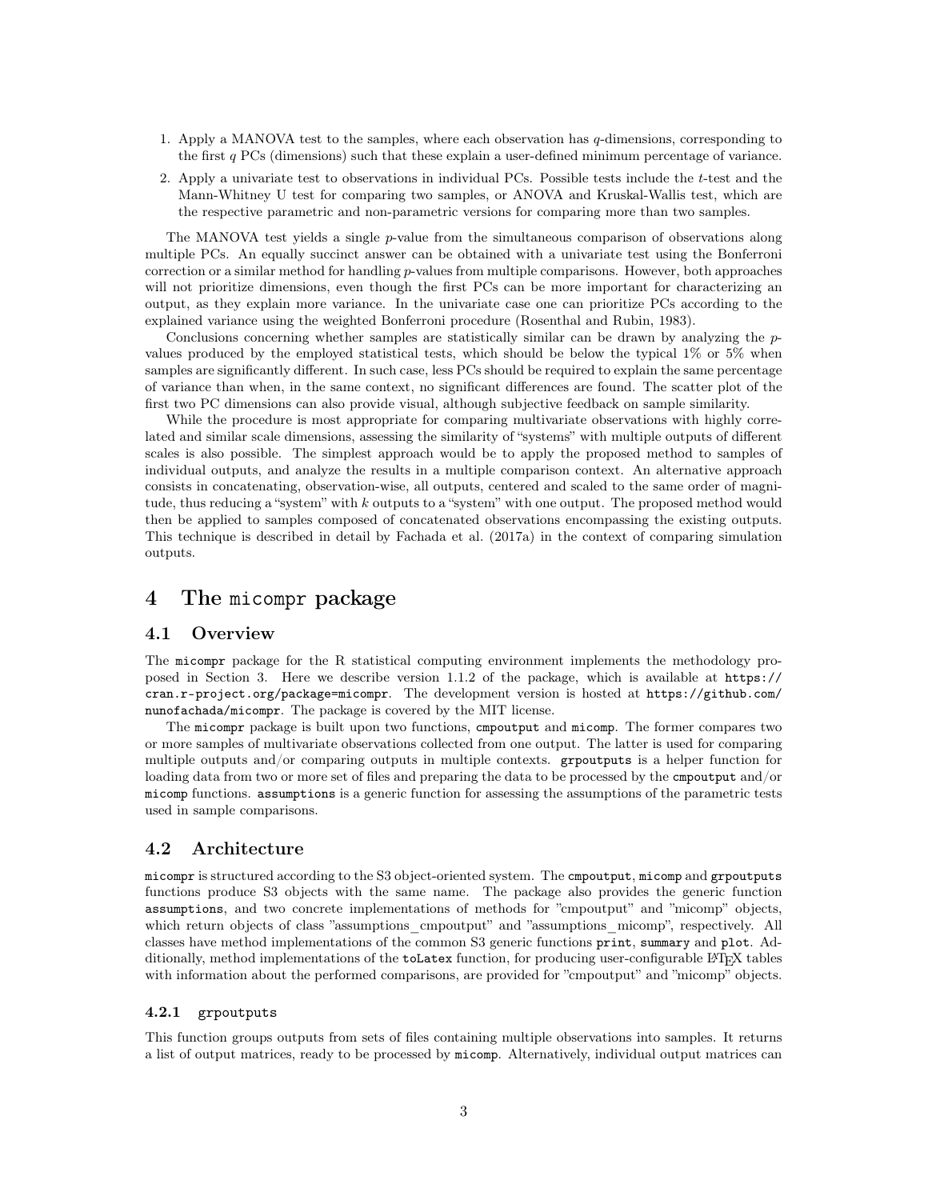1. Apply a MANOVA test to the samples, where each observation has $q$-dimensions, corresponding to the first $q$ PCs (dimensions) such that these explain a user-defined minimum percentage of variance.
2. Apply a univariate test to observations in individual PCs. Possible tests include the $t$-test and the Mann-Whitney U test for comparing two samples, or ANOVA and Kruskal-Wallis test, which are the respective parametric and non-parametric versions for comparing more than two samples.

The MANOVA test yields a single $p$-value from the simultaneous comparison of observations along multiple PCs. An equally succinct answer can be obtained with a univariate test using the Bonferroni correction or a similar method for handling $p$-values from multiple comparisons. However, both approaches will not prioritize dimensions, even though the first PCs can be more important for characterizing an output, as they explain more variance. In the univariate case one can prioritize PCs according to the explained variance using the weighted Bonferroni procedure (Rosenthal and Rubin, 1983).

Conclusions concerning whether samples are statistically similar can be drawn by analyzing the $p$-values produced by the employed statistical tests, which should be below the typical 1% or 5% when samples are significantly different. In such case, less PCs should be required to explain the same percentage of variance than when, in the same context, no significant differences are found. The scatter plot of the first two PC dimensions can also provide visual, although subjective feedback on sample similarity.

While the procedure is most appropriate for comparing multivariate observations with highly correlated and similar scale dimensions, assessing the similarity of "systems" with multiple outputs of different scales is also possible. The simplest approach would be to apply the proposed method to samples of individual outputs, and analyze the results in a multiple comparison context. An alternative approach consists in concatenating, observation-wise, all outputs, centered and scaled to the same order of magnitude, thus reducing a "system" with $k$ outputs to a "system" with one output. The proposed method would then be applied to samples composed of concatenated observations encompassing the existing outputs. This technique is described in detail by Fachada et al. (2017a) in the context of comparing simulation outputs.

# 4 The `micompr` package

## 4.1 Overview

The `micompr` package for the R statistical computing environment implements the methodology proposed in Section 3. Here we describe version 1.1.2 of the package, which is available at `https://cran.r-project.org/package=micompr`. The development version is hosted at `https://github.com/nunofachada/micompr`. The package is covered by the MIT license.

The `micompr` package is built upon two functions, `cmpoutput` and `micomp`. The former compares two or more samples of multivariate observations collected from one output. The latter is used for comparing multiple outputs and/or comparing outputs in multiple contexts. `grpoutputs` is a helper function for loading data from two or more set of files and preparing the data to be processed by the `cmpoutput` and/or `micomp` functions. `assumptions` is a generic function for assessing the assumptions of the parametric tests used in sample comparisons.

## 4.2 Architecture

`micompr` is structured according to the S3 object-oriented system. The `cmpoutput`, `micomp` and `grpoutputs` functions produce S3 objects with the same name. The package also provides the generic function `assumptions`, and two concrete implementations of methods for "cmpoutput" and "micomp" objects, which return objects of class "assumptions_cmpoutput" and "assumptions_micomp", respectively. All classes have method implementations of the common S3 generic functions `print`, `summary` and `plot`. Additionally, method implementations of the `toLatex` function, for producing user-configurable LaTeX tables with information about the performed comparisons, are provided for "cmpoutput" and "micomp" objects.

### 4.2.1 `grpoutputs`

This function groups outputs from sets of files containing multiple observations into samples. It returns a list of output matrices, ready to be processed by `micomp`. Alternatively, individual output matrices can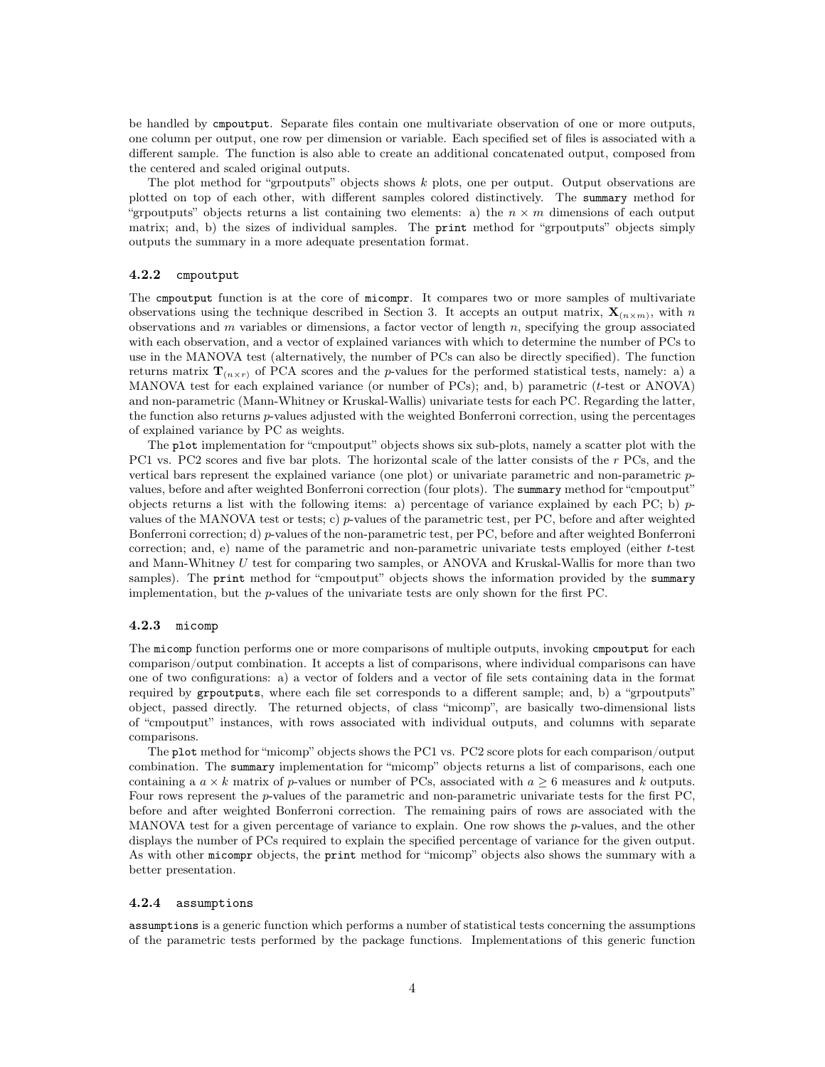be handled by `cmpoutput`. Separate files contain one multivariate observation of one or more outputs, one column per output, one row per dimension or variable. Each specified set of files is associated with a different sample. The function is also able to create an additional concatenated output, composed from the centered and scaled original outputs.

The plot method for "grpoutputs" objects shows $k$ plots, one per output. Output observations are plotted on top of each other, with different samples colored distinctively. The `summary` method for "grpoutputs" objects returns a list containing two elements: a) the $n \times m$ dimensions of each output matrix; and, b) the sizes of individual samples. The `print` method for "grpoutputs" objects simply outputs the summary in a more adequate presentation format.

### 4.2.2 `cmpoutput`

The `cmpoutput` function is at the core of `micompr`. It compares two or more samples of multivariate observations using the technique described in Section 3. It accepts an output matrix, $\mathbf{X}_{(n\times m)}$, with $n$ observations and $m$ variables or dimensions, a factor vector of length $n$, specifying the group associated with each observation, and a vector of explained variances with which to determine the number of PCs to use in the MANOVA test (alternatively, the number of PCs can also be directly specified). The function returns matrix $\mathbf{T}_{(n\times r)}$ of PCA scores and the $p$-values for the performed statistical tests, namely: a) a MANOVA test for each explained variance (or number of PCs); and, b) parametric ($t$-test or ANOVA) and non-parametric (Mann-Whitney or Kruskal-Wallis) univariate tests for each PC. Regarding the latter, the function also returns $p$-values adjusted with the weighted Bonferroni correction, using the percentages of explained variance by PC as weights.

The `plot` implementation for "cmpoutput" objects shows six sub-plots, namely a scatter plot with the PC1 vs. PC2 scores and five bar plots. The horizontal scale of the latter consists of the $r$ PCs, and the vertical bars represent the explained variance (one plot) or univariate parametric and non-parametric $p$-values, before and after weighted Bonferroni correction (four plots). The `summary` method for "cmpoutput" objects returns a list with the following items: a) percentage of variance explained by each PC; b) $p$-values of the MANOVA test or tests; c) $p$-values of the parametric test, per PC, before and after weighted Bonferroni correction; d) $p$-values of the non-parametric test, per PC, before and after weighted Bonferroni correction; and, e) name of the parametric and non-parametric univariate tests employed (either $t$-test and Mann-Whitney $U$ test for comparing two samples, or ANOVA and Kruskal-Wallis for more than two samples). The `print` method for "cmpoutput" objects shows the information provided by the `summary` implementation, but the $p$-values of the univariate tests are only shown for the first PC.

### 4.2.3 `micomp`

The `micomp` function performs one or more comparisons of multiple outputs, invoking `cmpoutput` for each comparison/output combination. It accepts a list of comparisons, where individual comparisons can have one of two configurations: a) a vector of folders and a vector of file sets containing data in the format required by `grpoutputs`, where each file set corresponds to a different sample; and, b) a "grpoutputs" object, passed directly. The returned objects, of class "micomp", are basically two-dimensional lists of "cmpoutput" instances, with rows associated with individual outputs, and columns with separate comparisons.

The `plot` method for "micomp" objects shows the PC1 vs. PC2 score plots for each comparison/output combination. The `summary` implementation for "micomp" objects returns a list of comparisons, each one containing a $a \times k$ matrix of $p$-values or number of PCs, associated with $a \geq 6$ measures and $k$ outputs. Four rows represent the $p$-values of the parametric and non-parametric univariate tests for the first PC, before and after weighted Bonferroni correction. The remaining pairs of rows are associated with the MANOVA test for a given percentage of variance to explain. One row shows the $p$-values, and the other displays the number of PCs required to explain the specified percentage of variance for the given output. As with other `micompr` objects, the `print` method for "micomp" objects also shows the summary with a better presentation.

### 4.2.4 `assumptions`

`assumptions` is a generic function which performs a number of statistical tests concerning the assumptions of the parametric tests performed by the package functions. Implementations of this generic function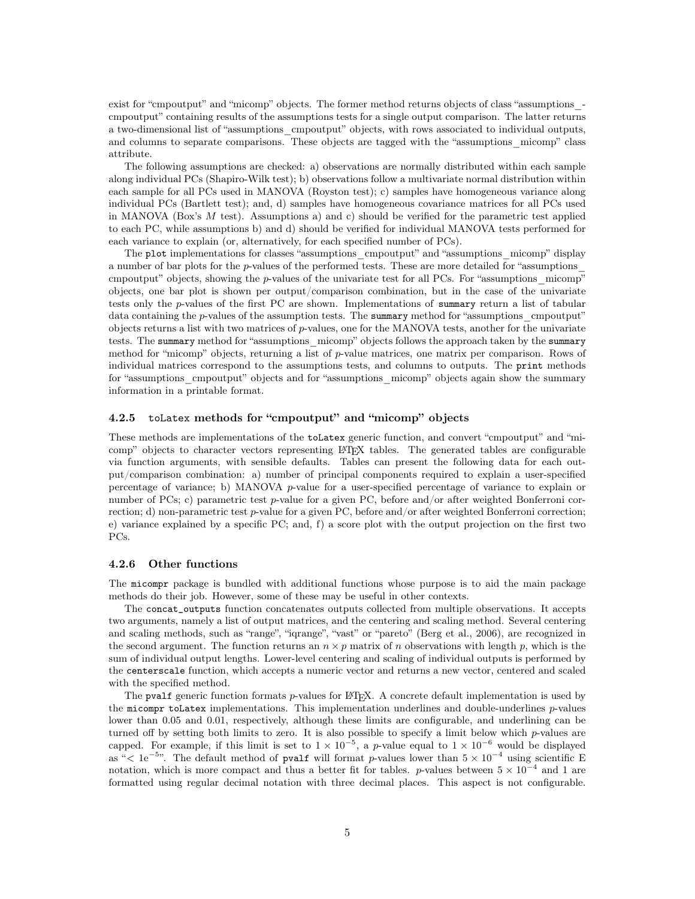exist for "cmpoutput" and "micomp" objects. The former method returns objects of class "assumptions_cmpoutput" containing results of the assumptions tests for a single output comparison. The latter returns a two-dimensional list of "assumptions_cmpoutput" objects, with rows associated to individual outputs, and columns to separate comparisons. These objects are tagged with the "assumptions_micomp" class attribute.

The following assumptions are checked: a) observations are normally distributed within each sample along individual PCs (Shapiro-Wilk test); b) observations follow a multivariate normal distribution within each sample for all PCs used in MANOVA (Royston test); c) samples have homogeneous variance along individual PCs (Bartlett test); and, d) samples have homogeneous covariance matrices for all PCs used in MANOVA (Box's $M$ test). Assumptions a) and c) should be verified for the parametric test applied to each PC, while assumptions b) and d) should be verified for individual MANOVA tests performed for each variance to explain (or, alternatively, for each specified number of PCs).

The `plot` implementations for classes "assumptions_cmpoutput" and "assumptions_micomp" display a number of bar plots for the $p$-values of the performed tests. These are more detailed for "assumptions_cmpoutput" objects, showing the $p$-values of the univariate test for all PCs. For "assumptions_micomp" objects, one bar plot is shown per output/comparison combination, but in the case of the univariate tests only the $p$-values of the first PC are shown. Implementations of `summary` return a list of tabular data containing the $p$-values of the assumption tests. The `summary` method for "assumptions_cmpoutput" objects returns a list with two matrices of $p$-values, one for the MANOVA tests, another for the univariate tests. The `summary` method for "assumptions_micomp" objects follows the approach taken by the `summary` method for "micomp" objects, returning a list of $p$-value matrices, one matrix per comparison. Rows of individual matrices correspond to the assumptions tests, and columns to outputs. The `print` methods for "assumptions_cmpoutput" objects and for "assumptions_micomp" objects again show the summary information in a printable format.

### 4.2.5 `toLatex` methods for "cmpoutput" and "micomp" objects

These methods are implementations of the `toLatex` generic function, and convert "cmpoutput" and "micomp" objects to character vectors representing LaTeX tables. The generated tables are configurable via function arguments, with sensible defaults. Tables can present the following data for each output/comparison combination: a) number of principal components required to explain a user-specified percentage of variance; b) MANOVA $p$-value for a user-specified percentage of variance to explain or number of PCs; c) parametric test $p$-value for a given PC, before and/or after weighted Bonferroni correction; d) non-parametric test $p$-value for a given PC, before and/or after weighted Bonferroni correction; e) variance explained by a specific PC; and, f) a score plot with the output projection on the first two PCs.

### 4.2.6 Other functions

The `micompr` package is bundled with additional functions whose purpose is to aid the main package methods do their job. However, some of these may be useful in other contexts.

The `concat_outputs` function concatenates outputs collected from multiple observations. It accepts two arguments, namely a list of output matrices, and the centering and scaling method. Several centering and scaling methods, such as "range", "iqrange", "vast" or "pareto" (Berg et al., 2006), are recognized in the second argument. The function returns an $n \times p$ matrix of $n$ observations with length $p$, which is the sum of individual output lengths. Lower-level centering and scaling of individual outputs is performed by the `centerscale` function, which accepts a numeric vector and returns a new vector, centered and scaled with the specified method.

The `pvalf` generic function formats $p$-values for LaTeX. A concrete default implementation is used by the `micompr` `toLatex` implementations. This implementation underlines and double-underlines $p$-values lower than 0.05 and 0.01, respectively, although these limits are configurable, and underlining can be turned off by setting both limits to zero. It is also possible to specify a limit below which $p$-values are capped. For example, if this limit is set to $1 \times 10^{-5}$, a $p$-value equal to $1 \times 10^{-6}$ would be displayed as "$< 1e^{-5}$". The default method of `pvalf` will format $p$-values lower than $5 \times 10^{-4}$ using scientific E notation, which is more compact and thus a better fit for tables. $p$-values between $5 \times 10^{-4}$ and 1 are formatted using regular decimal notation with three decimal places. This aspect is not configurable.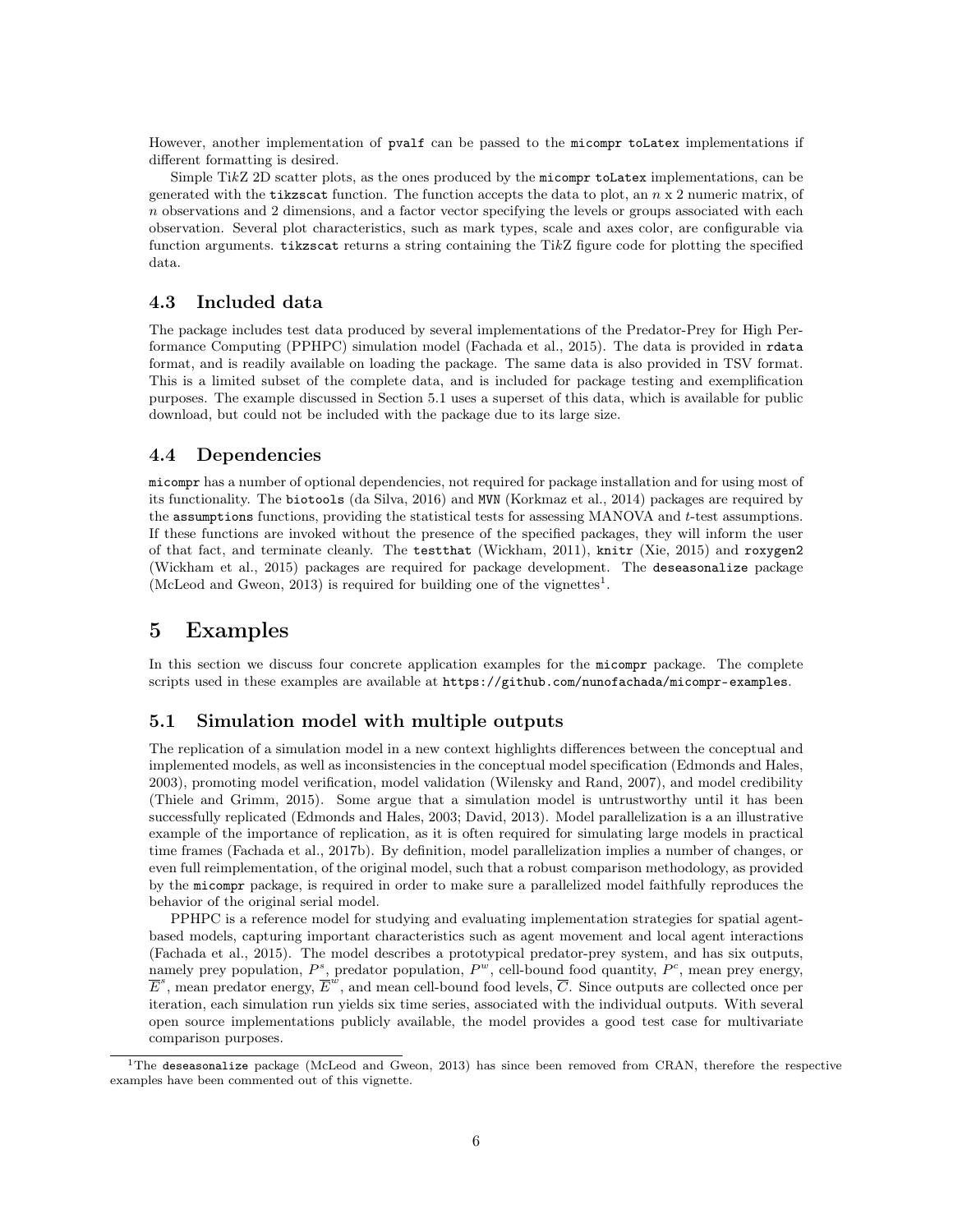However, another implementation of `pvalf` can be passed to the `micompr` `toLatex` implementations if different formatting is desired.

Simple Ti*k*Z 2D scatter plots, as the ones produced by the `micompr` `toLatex` implementations, can be generated with the `tikzscat` function. The function accepts the data to plot, an $n$ x 2 numeric matrix, of $n$ observations and 2 dimensions, and a factor vector specifying the levels or groups associated with each observation. Several plot characteristics, such as mark types, scale and axes color, are configurable via function arguments. `tikzscat` returns a string containing the Ti*k*Z figure code for plotting the specified data.

### 4.3 Included data

The package includes test data produced by several implementations of the Predator-Prey for High Performance Computing (PPHPC) simulation model (Fachada et al., 2015). The data is provided in `rdata` format, and is readily available on loading the package. The same data is also provided in TSV format. This is a limited subset of the complete data, and is included for package testing and exemplification purposes. The example discussed in Section 5.1 uses a superset of this data, which is available for public download, but could not be included with the package due to its large size.

### 4.4 Dependencies

`micompr` has a number of optional dependencies, not required for package installation and for using most of its functionality. The `biotools` (da Silva, 2016) and `MVN` (Korkmaz et al., 2014) packages are required by the `assumptions` functions, providing the statistical tests for assessing MANOVA and $t$-test assumptions. If these functions are invoked without the presence of the specified packages, they will inform the user of that fact, and terminate cleanly. The `testthat` (Wickham, 2011), `knitr` (Xie, 2015) and `roxygen2` (Wickham et al., 2015) packages are required for package development. The `deseasonalize` package (McLeod and Gweon, 2013) is required for building one of the vignettes[1].

## 5 Examples

In this section we discuss four concrete application examples for the `micompr` package. The complete scripts used in these examples are available at `https://github.com/nunofachada/micompr-examples`.

### 5.1 Simulation model with multiple outputs

The replication of a simulation model in a new context highlights differences between the conceptual and implemented models, as well as inconsistencies in the conceptual model specification (Edmonds and Hales, 2003), promoting model verification, model validation (Wilensky and Rand, 2007), and model credibility (Thiele and Grimm, 2015). Some argue that a simulation model is untrustworthy until it has been successfully replicated (Edmonds and Hales, 2003; David, 2013). Model parallelization is a an illustrative example of the importance of replication, as it is often required for simulating large models in practical time frames (Fachada et al., 2017b). By definition, model parallelization implies a number of changes, or even full reimplementation, of the original model, such that a robust comparison methodology, as provided by the `micompr` package, is required in order to make sure a parallelized model faithfully reproduces the behavior of the original serial model.

PPHPC is a reference model for studying and evaluating implementation strategies for spatial agent-based models, capturing important characteristics such as agent movement and local agent interactions (Fachada et al., 2015). The model describes a prototypical predator-prey system, and has six outputs, namely prey population, $P^s$, predator population, $P^w$, cell-bound food quantity, $P^c$, mean prey energy, $\overline{E}^s$, mean predator energy, $\overline{E}^w$, and mean cell-bound food levels, $\overline{C}$. Since outputs are collected once per iteration, each simulation run yields six time series, associated with the individual outputs. With several open source implementations publicly available, the model provides a good test case for multivariate comparison purposes.

---

[1] The `deseasonalize` package (McLeod and Gweon, 2013) has since been removed from CRAN, therefore the respective examples have been commented out of this vignette.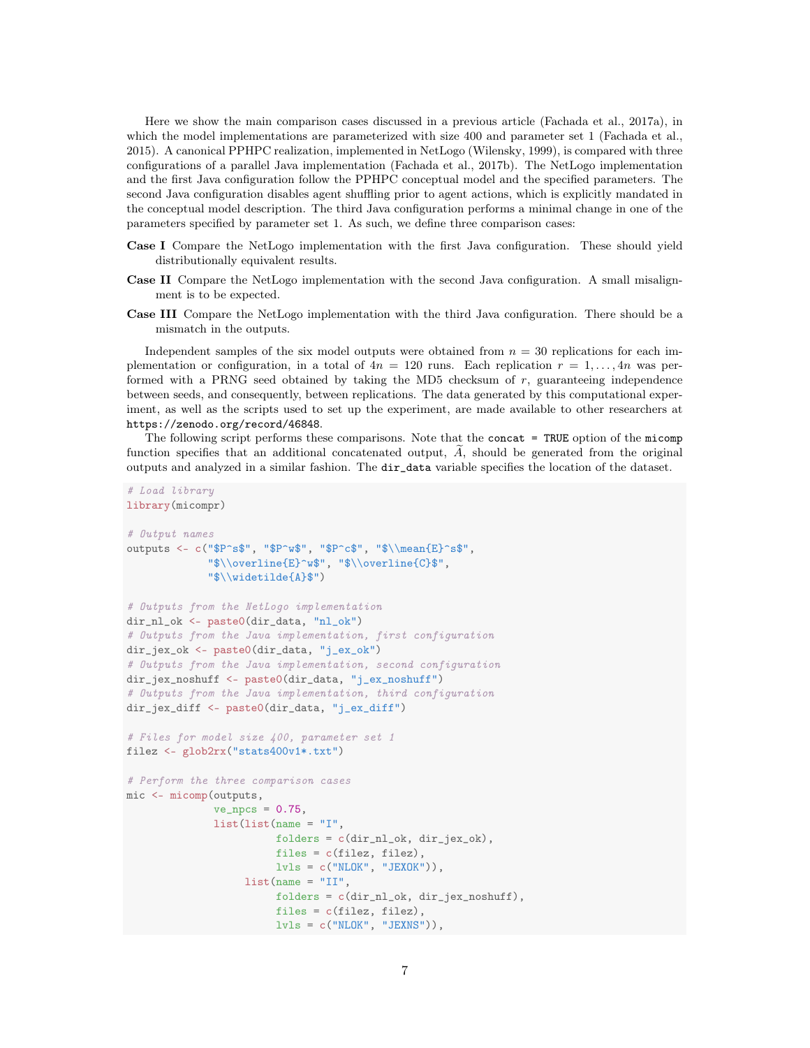Here we show the main comparison cases discussed in a previous article (Fachada et al., 2017a), in which the model implementations are parameterized with size 400 and parameter set 1 (Fachada et al., 2015). A canonical PPHPC realization, implemented in NetLogo (Wilensky, 1999), is compared with three configurations of a parallel Java implementation (Fachada et al., 2017b). The NetLogo implementation and the first Java configuration follow the PPHPC conceptual model and the specified parameters. The second Java configuration disables agent shuffling prior to agent actions, which is explicitly mandated in the conceptual model description. The third Java configuration performs a minimal change in one of the parameters specified by parameter set 1. As such, we define three comparison cases:

**Case I** Compare the NetLogo implementation with the first Java configuration. These should yield distributionally equivalent results.

**Case II** Compare the NetLogo implementation with the second Java configuration. A small misalignment is to be expected.

**Case III** Compare the NetLogo implementation with the third Java configuration. There should be a mismatch in the outputs.

Independent samples of the six model outputs were obtained from $n = 30$ replications for each implementation or configuration, in a total of $4n = 120$ runs. Each replication $r = 1, \ldots, 4n$ was performed with a PRNG seed obtained by taking the MD5 checksum of $r$, guaranteeing independence between seeds, and consequently, between replications. The data generated by this computational experiment, as well as the scripts used to set up the experiment, are made available to other researchers at `https://zenodo.org/record/46848`.

The following script performs these comparisons. Note that the `concat = TRUE` option of the `micomp` function specifies that an additional concatenated output, $\widetilde{A}$, should be generated from the original outputs and analyzed in a similar fashion. The `dir_data` variable specifies the location of the dataset.

```
# Load library
library(micompr)

# Output names
outputs <- c("$P^s$", "$P^w$", "$P^c$", "$\\mean{E}^s$",
             "$\\overline{E}^w$", "$\\overline{C}$",
             "$\\widetilde{A}$")

# Outputs from the NetLogo implementation
dir_nl_ok <- paste0(dir_data, "nl_ok")
# Outputs from the Java implementation, first configuration
dir_jex_ok <- paste0(dir_data, "j_ex_ok")
# Outputs from the Java implementation, second configuration
dir_jex_noshuff <- paste0(dir_data, "j_ex_noshuff")
# Outputs from the Java implementation, third configuration
dir_jex_diff <- paste0(dir_data, "j_ex_diff")

# Files for model size 400, parameter set 1
filez <- glob2rx("stats400v1*.txt")

# Perform the three comparison cases
mic <- micomp(outputs,
              ve_npcs = 0.75,
              list(list(name = "I",
                        folders = c(dir_nl_ok, dir_jex_ok),
                        files = c(filez, filez),
                        lvls = c("NLOK", "JEXOK")),
                   list(name = "II",
                        folders = c(dir_nl_ok, dir_jex_noshuff),
                        files = c(filez, filez),
                        lvls = c("NLOK", "JEXNS")),
```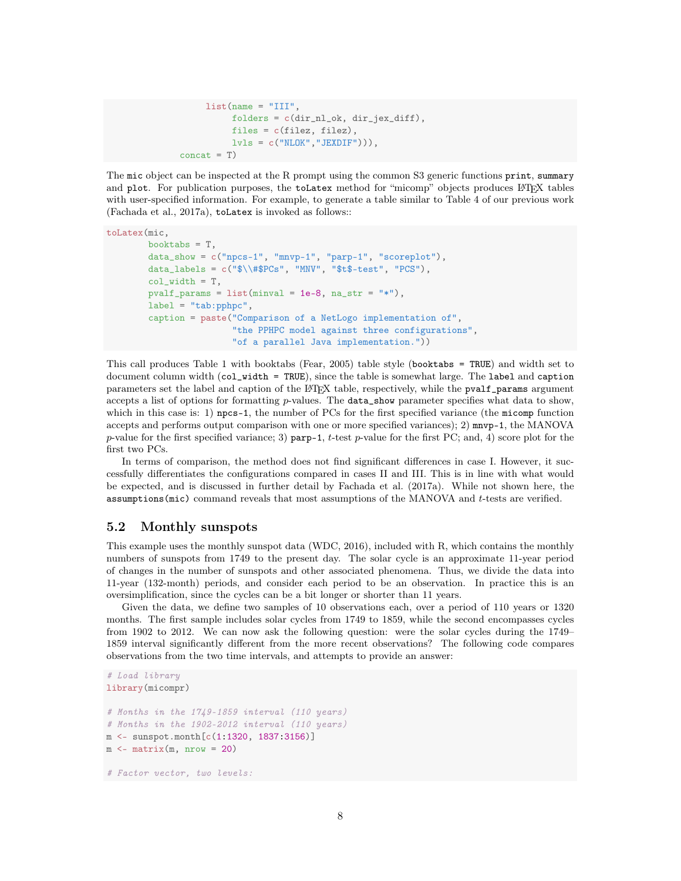```
                  list(name = "III",
                       folders = c(dir_nl_ok, dir_jex_diff),
                       files = c(filez, filez),
                       lvls = c("NLOK","JEXDIF"))),
              concat = T)
```

The `mic` object can be inspected at the R prompt using the common S3 generic functions `print`, `summary` and `plot`. For publication purposes, the `toLatex` method for "micomp" objects produces LaTeX tables with user-specified information. For example, to generate a table similar to Table 4 of our previous work (Fachada et al., 2017a), `toLatex` is invoked as follows::

```
toLatex(mic,
        booktabs = T,
        data_show = c("npcs-1", "mnvp-1", "parp-1", "scoreplot"),
        data_labels = c("$\\#$PCs", "MNV", "$t$-test", "PCS"),
        col_width = T,
        pvalf_params = list(minval = 1e-8, na_str = "*"),
        label = "tab:pphpc",
        caption = paste("Comparison of a NetLogo implementation of",
                        "the PPHPC model against three configurations",
                        "of a parallel Java implementation."))
```

This call produces Table 1 with booktabs (Fear, 2005) table style (`booktabs = TRUE`) and width set to document column width (`col_width = TRUE`), since the table is somewhat large. The `label` and `caption` parameters set the label and caption of the LaTeX table, respectively, while the `pvalf_params` argument accepts a list of options for formatting $p$-values. The `data_show` parameter specifies what data to show, which in this case is: 1) `npcs-1`, the number of PCs for the first specified variance (the `micomp` function accepts and performs output comparison with one or more specified variances); 2) `mnvp-1`, the MANOVA $p$-value for the first specified variance; 3) `parp-1`, $t$-test $p$-value for the first PC; and, 4) score plot for the first two PCs.

In terms of comparison, the method does not find significant differences in case I. However, it successfully differentiates the configurations compared in cases II and III. This is in line with what would be expected, and is discussed in further detail by Fachada et al. (2017a). While not shown here, the `assumptions(mic)` command reveals that most assumptions of the MANOVA and $t$-tests are verified.

## 5.2 Monthly sunspots

This example uses the monthly sunspot data (WDC, 2016), included with R, which contains the monthly numbers of sunspots from 1749 to the present day. The solar cycle is an approximate 11-year period of changes in the number of sunspots and other associated phenomena. Thus, we divide the data into 11-year (132-month) periods, and consider each period to be an observation. In practice this is an oversimplification, since the cycles can be a bit longer or shorter than 11 years.

Given the data, we define two samples of 10 observations each, over a period of 110 years or 1320 months. The first sample includes solar cycles from 1749 to 1859, while the second encompasses cycles from 1902 to 2012. We can now ask the following question: were the solar cycles during the 1749–1859 interval significantly different from the more recent observations? The following code compares observations from the two time intervals, and attempts to provide an answer:

```
# Load library
library(micompr)

# Months in the 1749-1859 interval (110 years)
# Months in the 1902-2012 interval (110 years)
m <- sunspot.month[c(1:1320, 1837:3156)]
m <- matrix(m, nrow = 20)

# Factor vector, two levels:
```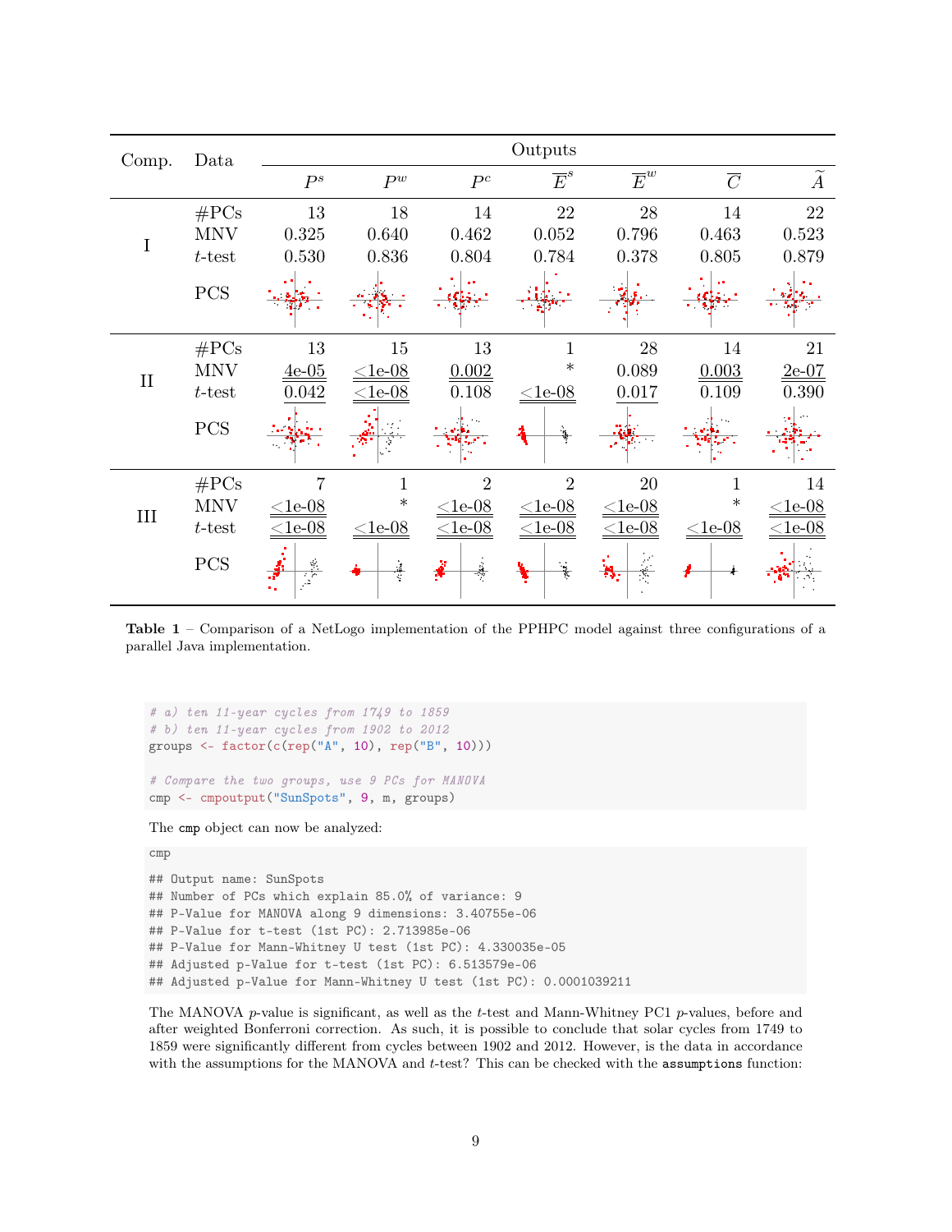| Comp. | Data | Outputs | | | | | | |
|---|---|---|---|---|---|---|---|---|
| | | $P^s$ | $P^w$ | $P^c$ | $\overline{E}^s$ | $\overline{E}^w$ | $\overline{C}$ | $\widetilde{A}$ |
| I | #PCs | 13 | 18 | 14 | 22 | 28 | 14 | 22 |
| | MNV | 0.325 | 0.640 | 0.462 | 0.052 | 0.796 | 0.463 | 0.523 |
| | $t$-test | 0.530 | 0.836 | 0.804 | 0.784 | 0.378 | 0.805 | 0.879 |
| | PCS | | | | | | | |
| II | #PCs | 13 | 15 | 13 | 1 | 28 | 14 | 21 |
| | MNV | <u>4e-05</u> | <u><1e-08</u> | <u>0.002</u> | * | 0.089 | <u>0.003</u> | <u>2e-07</u> |
| | $t$-test | <u>0.042</u> | <u><1e-08</u> | 0.108 | <u><1e-08</u> | <u>0.017</u> | 0.109 | 0.390 |
| | PCS | | | | | | | |
| III | #PCs | 7 | 1 | 2 | 2 | 20 | 1 | 14 |
| | MNV | <u><1e-08</u> | * | <u><1e-08</u> | <u><1e-08</u> | <u><1e-08</u> | * | <u><1e-08</u> |
| | $t$-test | <u><1e-08</u> | <u><1e-08</u> | <u><1e-08</u> | <u><1e-08</u> | <u><1e-08</u> | <u><1e-08</u> | <u><1e-08</u> |
| | PCS | | | | | | | |

**Table 1** – Comparison of a NetLogo implementation of the PPHPC model against three configurations of a parallel Java implementation.

```
# a) ten 11-year cycles from 1749 to 1859
# b) ten 11-year cycles from 1902 to 2012
groups <- factor(c(rep("A", 10), rep("B", 10)))

# Compare the two groups, use 9 PCs for MANOVA
cmp <- cmpoutput("SunSpots", 9, m, groups)
```

The `cmp` object can now be analyzed:

```
cmp

## Output name: SunSpots
## Number of PCs which explain 85.0% of variance: 9
## P-Value for MANOVA along 9 dimensions: 3.40755e-06
## P-Value for t-test (1st PC): 2.713985e-06
## P-Value for Mann-Whitney U test (1st PC): 4.330035e-05
## Adjusted p-Value for t-test (1st PC): 6.513579e-06
## Adjusted p-Value for Mann-Whitney U test (1st PC): 0.0001039211
```

The MANOVA $p$-value is significant, as well as the $t$-test and Mann-Whitney PC1 $p$-values, before and after weighted Bonferroni correction. As such, it is possible to conclude that solar cycles from 1749 to 1859 were significantly different from cycles between 1902 and 2012. However, is the data in accordance with the assumptions for the MANOVA and $t$-test? This can be checked with the `assumptions` function: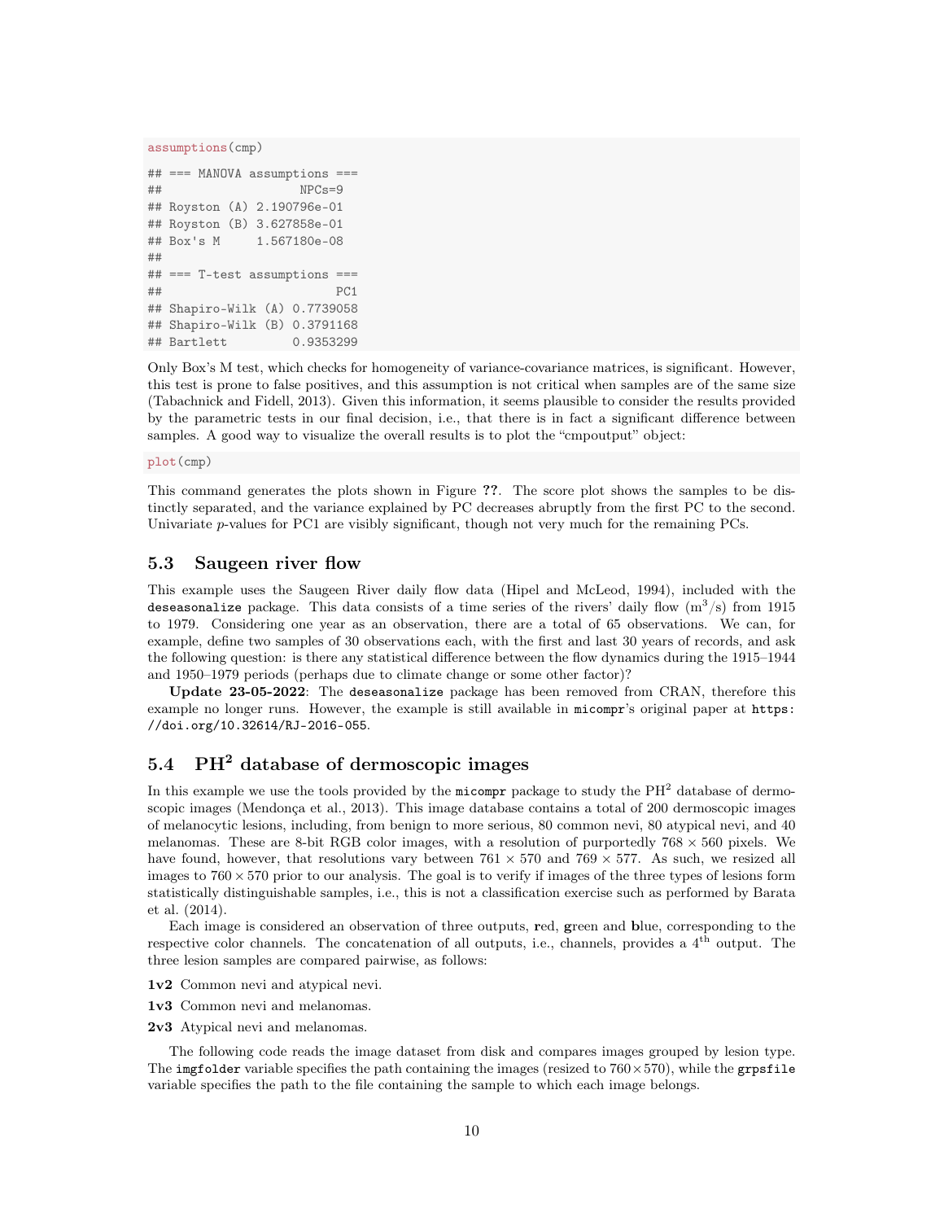```r
assumptions(cmp)
```

```
## === MANOVA assumptions ===
##                   NPCs=9
## Royston (A) 2.190796e-01
## Royston (B) 3.627858e-01
## Box's M     1.567180e-08
##
## === T-test assumptions ===
##                         PC1
## Shapiro-Wilk (A) 0.7739058
## Shapiro-Wilk (B) 0.3791168
## Bartlett         0.9353299
```

Only Box's M test, which checks for homogeneity of variance-covariance matrices, is significant. However, this test is prone to false positives, and this assumption is not critical when samples are of the same size (Tabachnick and Fidell, 2013). Given this information, it seems plausible to consider the results provided by the parametric tests in our final decision, i.e., that there is in fact a significant difference between samples. A good way to visualize the overall results is to plot the "cmpoutput" object:

```r
plot(cmp)
```

This command generates the plots shown in Figure **??**. The score plot shows the samples to be distinctly separated, and the variance explained by PC decreases abruptly from the first PC to the second. Univariate *p*-values for PC1 are visibly significant, though not very much for the remaining PCs.

## 5.3 Saugeen river flow

This example uses the Saugeen River daily flow data (Hipel and McLeod, 1994), included with the `deseasonalize` package. This data consists of a time series of the rivers' daily flow ($m^3/s$) from 1915 to 1979. Considering one year as an observation, there are a total of 65 observations. We can, for example, define two samples of 30 observations each, with the first and last 30 years of records, and ask the following question: is there any statistical difference between the flow dynamics during the 1915–1944 and 1950–1979 periods (perhaps due to climate change or some other factor)?

**Update 23-05-2022**: The `deseasonalize` package has been removed from CRAN, therefore this example no longer runs. However, the example is still available in `micompr`'s original paper at `https://doi.org/10.32614/RJ-2016-055`.

## 5.4 PH$^2$ database of dermoscopic images

In this example we use the tools provided by the `micompr` package to study the PH$^2$ database of dermoscopic images (Mendonça et al., 2013). This image database contains a total of 200 dermoscopic images of melanocytic lesions, including, from benign to more serious, 80 common nevi, 80 atypical nevi, and 40 melanomas. These are 8-bit RGB color images, with a resolution of purportedly $768 \times 560$ pixels. We have found, however, that resolutions vary between $761 \times 570$ and $769 \times 577$. As such, we resized all images to $760 \times 570$ prior to our analysis. The goal is to verify if images of the three types of lesions form statistically distinguishable samples, i.e., this is not a classification exercise such as performed by Barata et al. (2014).

Each image is considered an observation of three outputs, **r**ed, **g**reen and **b**lue, corresponding to the respective color channels. The concatenation of all outputs, i.e., channels, provides a 4$^{\text{th}}$ output. The three lesion samples are compared pairwise, as follows:

- **1v2** Common nevi and atypical nevi.
- **1v3** Common nevi and melanomas.
- **2v3** Atypical nevi and melanomas.

The following code reads the image dataset from disk and compares images grouped by lesion type. The `imgfolder` variable specifies the path containing the images (resized to $760 \times 570$), while the `grpsfile` variable specifies the path to the file containing the sample to which each image belongs.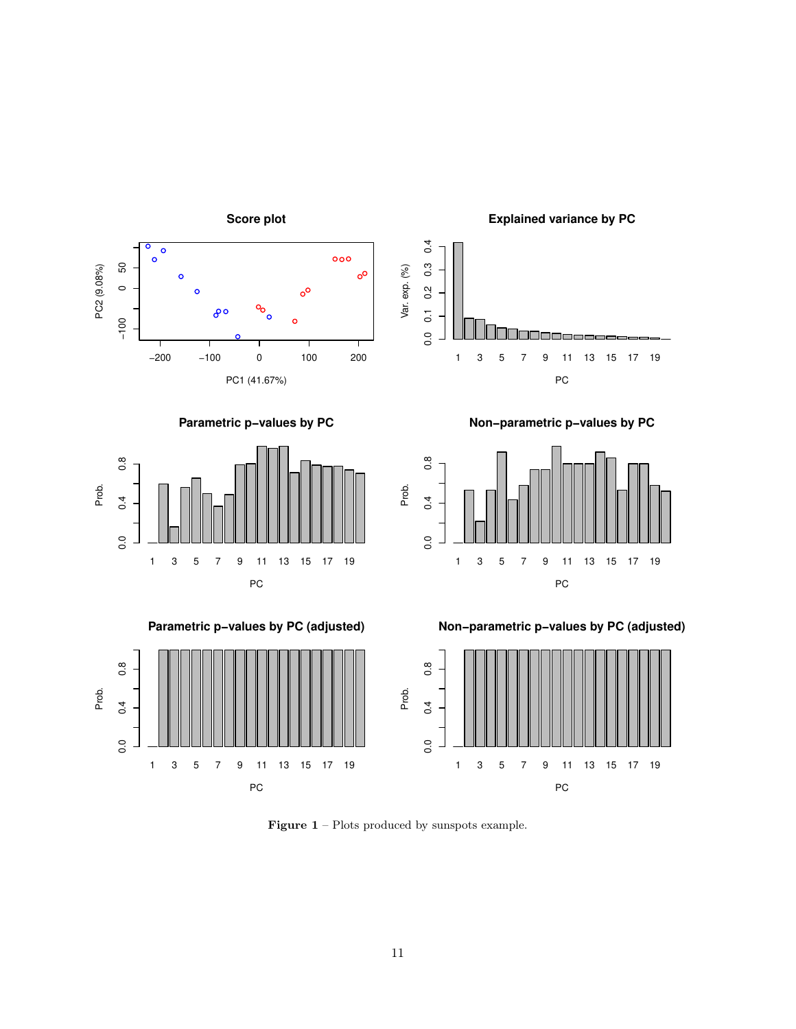**Figure 1** – Plots produced by sunspots example.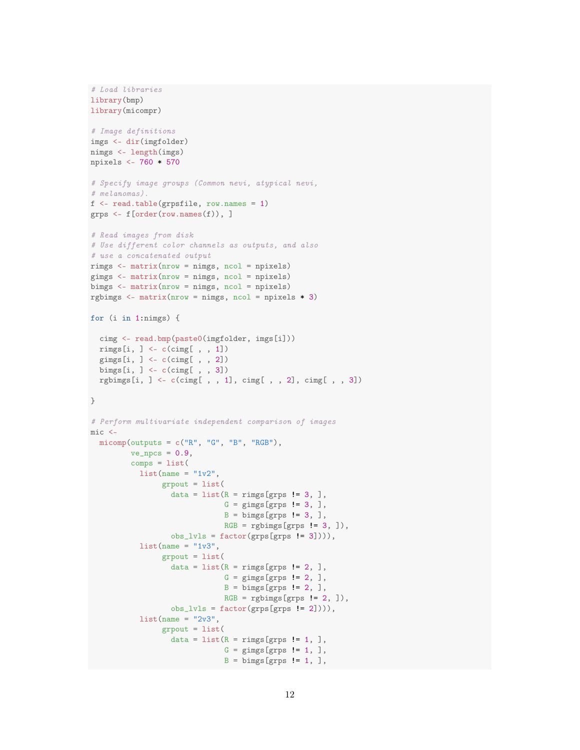```
# Load libraries
library(bmp)
library(micompr)

# Image definitions
imgs <- dir(imgfolder)
nimgs <- length(imgs)
npixels <- 760 * 570

# Specify image groups (Common nevi, atypical nevi,
# melanomas).
f <- read.table(grpsfile, row.names = 1)
grps <- f[order(row.names(f)), ]

# Read images from disk
# Use different color channels as outputs, and also
# use a concatenated output
rimgs <- matrix(nrow = nimgs, ncol = npixels)
gimgs <- matrix(nrow = nimgs, ncol = npixels)
bimgs <- matrix(nrow = nimgs, ncol = npixels)
rgbimgs <- matrix(nrow = nimgs, ncol = npixels * 3)

for (i in 1:nimgs) {

  cimg <- read.bmp(paste0(imgfolder, imgs[i]))
  rimgs[i, ] <- c(cimg[ , , 1])
  gimgs[i, ] <- c(cimg[ , , 2])
  bimgs[i, ] <- c(cimg[ , , 3])
  rgbimgs[i, ] <- c(cimg[ , , 1], cimg[ , , 2], cimg[ , , 3])

}

# Perform multivariate independent comparison of images
mic <-
  micomp(outputs = c("R", "G", "B", "RGB"),
         ve_npcs = 0.9,
         comps = list(
           list(name = "1v2",
                grpout = list(
                  data = list(R = rimgs[grps != 3, ],
                              G = gimgs[grps != 3, ],
                              B = bimgs[grps != 3, ],
                              RGB = rgbimgs[grps != 3, ]),
                  obs_lvls = factor(grps[grps != 3]))),
           list(name = "1v3",
                grpout = list(
                  data = list(R = rimgs[grps != 2, ],
                              G = gimgs[grps != 2, ],
                              B = bimgs[grps != 2, ],
                              RGB = rgbimgs[grps != 2, ]),
                  obs_lvls = factor(grps[grps != 2]))),
           list(name = "2v3",
                grpout = list(
                  data = list(R = rimgs[grps != 1, ],
                              G = gimgs[grps != 1, ],
                              B = bimgs[grps != 1, ],
```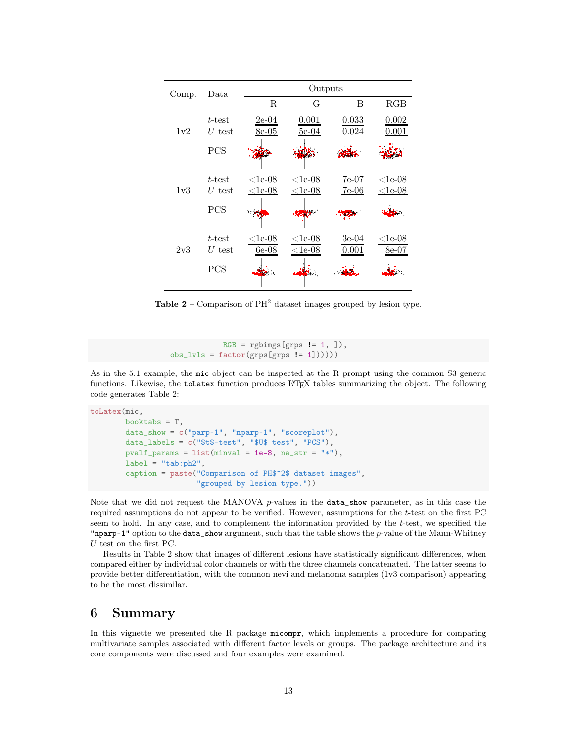| Comp. | Data | Outputs | | | |
|---|---|---|---|---|---|
| | | R | G | B | RGB |
| 1v2 | $t$-test | 2e-04 | 0.001 | 0.033 | 0.002 |
| | $U$ test | 8e-05 | 5e-04 | 0.024 | 0.001 |
| | PCS | | | | |
| 1v3 | $t$-test | <1e-08 | <1e-08 | 7e-07 | <1e-08 |
| | $U$ test | <1e-08 | <1e-08 | 7e-06 | <1e-08 |
| | PCS | | | | |
| 2v3 | $t$-test | <1e-08 | <1e-08 | 3e-04 | <1e-08 |
| | $U$ test | 6e-08 | <1e-08 | 0.001 | 8e-07 |
| | PCS | | | | |

**Table 2** – Comparison of PH$^2$ dataset images grouped by lesion type.

```
                    RGB = rgbimgs[grps != 1, ]),
        obs_lvls = factor(grps[grps != 1]))))
```

As in the 5.1 example, the `mic` object can be inspected at the R prompt using the common S3 generic functions. Likewise, the `toLatex` function produces LaTeX tables summarizing the object. The following code generates Table 2:

```
toLatex(mic,
        booktabs = T,
        data_show = c("parp-1", "nparp-1", "scoreplot"),
        data_labels = c("$t$-test", "$U$ test", "PCS"),
        pvalf_params = list(minval = 1e-8, na_str = "*"),
        label = "tab:ph2",
        caption = paste("Comparison of PH$^2$ dataset images",
                  "grouped by lesion type."))
```

Note that we did not request the MANOVA $p$-values in the `data_show` parameter, as in this case the required assumptions do not appear to be verified. However, assumptions for the $t$-test on the first PC seem to hold. In any case, and to complement the information provided by the $t$-test, we specified the `"nparp-1"` option to the `data_show` argument, such that the table shows the $p$-value of the Mann-Whitney $U$ test on the first PC.

Results in Table 2 show that images of different lesions have statistically significant differences, when compared either by individual color channels or with the three channels concatenated. The latter seems to provide better differentiation, with the common nevi and melanoma samples (1v3 comparison) appearing to be the most dissimilar.

# 6 Summary

In this vignette we presented the R package `micompr`, which implements a procedure for comparing multivariate samples associated with different factor levels or groups. The package architecture and its core components were discussed and four examples were examined.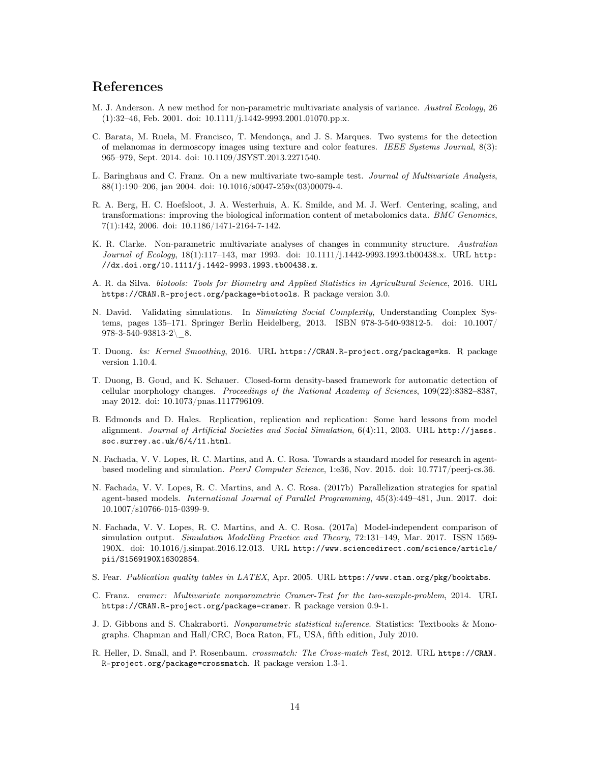# References

M. J. Anderson. A new method for non-parametric multivariate analysis of variance. *Austral Ecology*, 26 (1):32–46, Feb. 2001. doi: 10.1111/j.1442-9993.2001.01070.pp.x.

C. Barata, M. Ruela, M. Francisco, T. Mendonça, and J. S. Marques. Two systems for the detection of melanomas in dermoscopy images using texture and color features. *IEEE Systems Journal*, 8(3): 965–979, Sept. 2014. doi: 10.1109/JSYST.2013.2271540.

L. Baringhaus and C. Franz. On a new multivariate two-sample test. *Journal of Multivariate Analysis*, 88(1):190–206, jan 2004. doi: 10.1016/s0047-259x(03)00079-4.

R. A. Berg, H. C. Hoefsloot, J. A. Westerhuis, A. K. Smilde, and M. J. Werf. Centering, scaling, and transformations: improving the biological information content of metabolomics data. *BMC Genomics*, 7(1):142, 2006. doi: 10.1186/1471-2164-7-142.

K. R. Clarke. Non-parametric multivariate analyses of changes in community structure. *Australian Journal of Ecology*, 18(1):117–143, mar 1993. doi: 10.1111/j.1442-9993.1993.tb00438.x. URL http://dx.doi.org/10.1111/j.1442-9993.1993.tb00438.x.

A. R. da Silva. *biotools: Tools for Biometry and Applied Statistics in Agricultural Science*, 2016. URL https://CRAN.R-project.org/package=biotools. R package version 3.0.

N. David. Validating simulations. In *Simulating Social Complexity*, Understanding Complex Systems, pages 135–171. Springer Berlin Heidelberg, 2013. ISBN 978-3-540-93812-5. doi: 10.1007/978-3-540-93813-2\_8.

T. Duong. *ks: Kernel Smoothing*, 2016. URL https://CRAN.R-project.org/package=ks. R package version 1.10.4.

T. Duong, B. Goud, and K. Schauer. Closed-form density-based framework for automatic detection of cellular morphology changes. *Proceedings of the National Academy of Sciences*, 109(22):8382–8387, may 2012. doi: 10.1073/pnas.1117796109.

B. Edmonds and D. Hales. Replication, replication and replication: Some hard lessons from model alignment. *Journal of Artificial Societies and Social Simulation*, 6(4):11, 2003. URL http://jasss.soc.surrey.ac.uk/6/4/11.html.

N. Fachada, V. V. Lopes, R. C. Martins, and A. C. Rosa. Towards a standard model for research in agent-based modeling and simulation. *PeerJ Computer Science*, 1:e36, Nov. 2015. doi: 10.7717/peerj-cs.36.

N. Fachada, V. V. Lopes, R. C. Martins, and A. C. Rosa. (2017b) Parallelization strategies for spatial agent-based models. *International Journal of Parallel Programming*, 45(3):449–481, Jun. 2017. doi: 10.1007/s10766-015-0399-9.

N. Fachada, V. V. Lopes, R. C. Martins, and A. C. Rosa. (2017a) Model-independent comparison of simulation output. *Simulation Modelling Practice and Theory*, 72:131–149, Mar. 2017. ISSN 1569-190X. doi: 10.1016/j.simpat.2016.12.013. URL http://www.sciencedirect.com/science/article/pii/S1569190X16302854.

S. Fear. *Publication quality tables in LATEX*, Apr. 2005. URL https://www.ctan.org/pkg/booktabs.

C. Franz. *cramer: Multivariate nonparametric Cramer-Test for the two-sample-problem*, 2014. URL https://CRAN.R-project.org/package=cramer. R package version 0.9-1.

J. D. Gibbons and S. Chakraborti. *Nonparametric statistical inference*. Statistics: Textbooks & Monographs. Chapman and Hall/CRC, Boca Raton, FL, USA, fifth edition, July 2010.

R. Heller, D. Small, and P. Rosenbaum. *crossmatch: The Cross-match Test*, 2012. URL https://CRAN.R-project.org/package=crossmatch. R package version 1.3-1.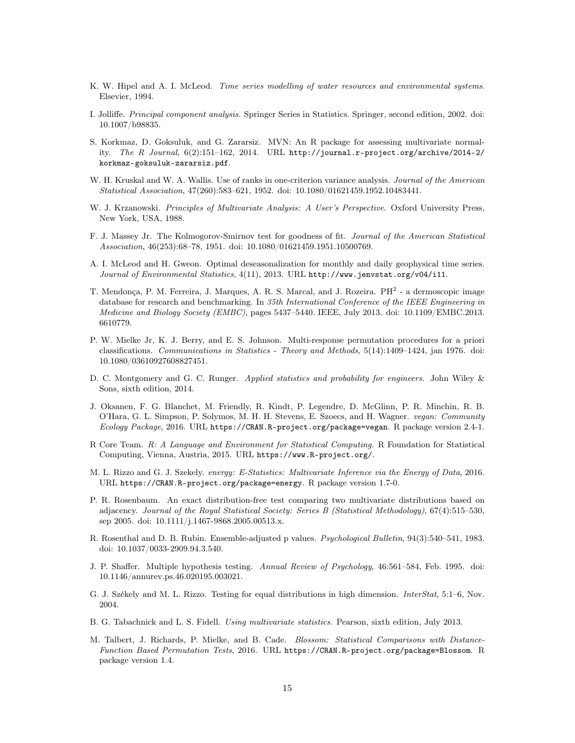K. W. Hipel and A. I. McLeod. *Time series modelling of water resources and environmental systems*. Elsevier, 1994.

I. Jolliffe. *Principal component analysis*. Springer Series in Statistics. Springer, second edition, 2002. doi: 10.1007/b98835.

S. Korkmaz, D. Goksuluk, and G. Zararsiz. MVN: An R package for assessing multivariate normality. *The R Journal*, 6(2):151–162, 2014. URL `http://journal.r-project.org/archive/2014-2/korkmaz-goksuluk-zararsiz.pdf`.

W. H. Kruskal and W. A. Wallis. Use of ranks in one-criterion variance analysis. *Journal of the American Statistical Association*, 47(260):583–621, 1952. doi: 10.1080/01621459.1952.10483441.

W. J. Krzanowski. *Principles of Multivariate Analysis: A User's Perspective*. Oxford University Press, New York, USA, 1988.

F. J. Massey Jr. The Kolmogorov-Smirnov test for goodness of fit. *Journal of the American Statistical Association*, 46(253):68–78, 1951. doi: 10.1080/01621459.1951.10500769.

A. I. McLeod and H. Gweon. Optimal deseasonalization for monthly and daily geophysical time series. *Journal of Environmental Statistics*, 4(11), 2013. URL `http://www.jenvstat.org/v04/i11`.

T. Mendonça, P. M. Ferreira, J. Marques, A. R. S. Marcal, and J. Rozeira. $PH^2$ - a dermoscopic image database for research and benchmarking. In *35th International Conference of the IEEE Engineering in Medicine and Biology Society (EMBC)*, pages 5437–5440. IEEE, July 2013. doi: 10.1109/EMBC.2013.6610779.

P. W. Mielke Jr, K. J. Berry, and E. S. Johnson. Multi-response permutation procedures for a priori classifications. *Communications in Statistics - Theory and Methods*, 5(14):1409–1424, jan 1976. doi: 10.1080/03610927608827451.

D. C. Montgomery and G. C. Runger. *Applied statistics and probability for engineers*. John Wiley & Sons, sixth edition, 2014.

J. Oksanen, F. G. Blanchet, M. Friendly, R. Kindt, P. Legendre, D. McGlinn, P. R. Minchin, R. B. O'Hara, G. L. Simpson, P. Solymos, M. H. H. Stevens, E. Szoecs, and H. Wagner. *vegan: Community Ecology Package*, 2016. URL `https://CRAN.R-project.org/package=vegan`. R package version 2.4-1.

R Core Team. *R: A Language and Environment for Statistical Computing*. R Foundation for Statistical Computing, Vienna, Austria, 2015. URL `https://www.R-project.org/`.

M. L. Rizzo and G. J. Szekely. *energy: E-Statistics: Multivariate Inference via the Energy of Data*, 2016. URL `https://CRAN.R-project.org/package=energy`. R package version 1.7-0.

P. R. Rosenbaum. An exact distribution-free test comparing two multivariate distributions based on adjacency. *Journal of the Royal Statistical Society: Series B (Statistical Methodology)*, 67(4):515–530, sep 2005. doi: 10.1111/j.1467-9868.2005.00513.x.

R. Rosenthal and D. B. Rubin. Ensemble-adjusted p values. *Psychological Bulletin*, 94(3):540–541, 1983. doi: 10.1037/0033-2909.94.3.540.

J. P. Shaffer. Multiple hypothesis testing. *Annual Review of Psychology*, 46:561–584, Feb. 1995. doi: 10.1146/annurev.ps.46.020195.003021.

G. J. Székely and M. L. Rizzo. Testing for equal distributions in high dimension. *InterStat*, 5:1–6, Nov. 2004.

B. G. Tabachnick and L. S. Fidell. *Using multivariate statistics*. Pearson, sixth edition, July 2013.

M. Talbert, J. Richards, P. Mielke, and B. Cade. *Blossom: Statistical Comparisons with Distance-Function Based Permutation Tests*, 2016. URL `https://CRAN.R-project.org/package=Blossom`. R package version 1.4.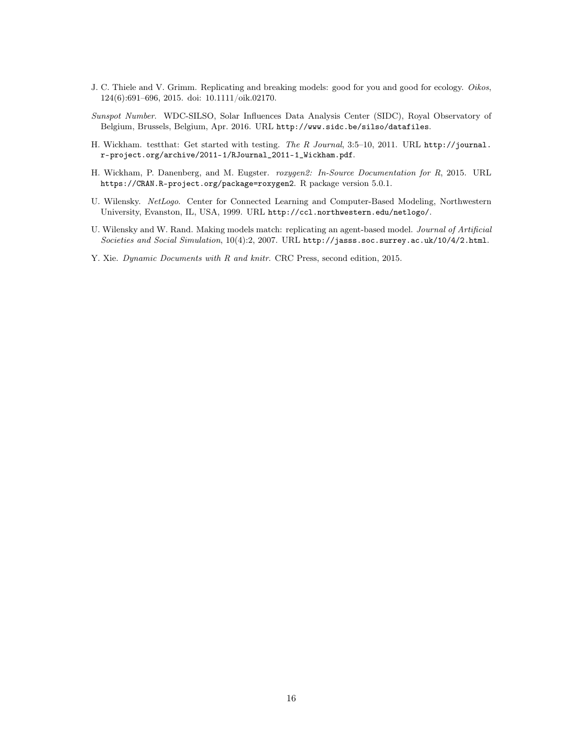J. C. Thiele and V. Grimm. Replicating and breaking models: good for you and good for ecology. *Oikos*, 124(6):691–696, 2015. doi: 10.1111/oik.02170.

*Sunspot Number*. WDC-SILSO, Solar Influences Data Analysis Center (SIDC), Royal Observatory of Belgium, Brussels, Belgium, Apr. 2016. URL `http://www.sidc.be/silso/datafiles`.

H. Wickham. testthat: Get started with testing. *The R Journal*, 3:5–10, 2011. URL `http://journal.r-project.org/archive/2011-1/RJournal_2011-1_Wickham.pdf`.

H. Wickham, P. Danenberg, and M. Eugster. *roxygen2: In-Source Documentation for R*, 2015. URL `https://CRAN.R-project.org/package=roxygen2`. R package version 5.0.1.

U. Wilensky. *NetLogo*. Center for Connected Learning and Computer-Based Modeling, Northwestern University, Evanston, IL, USA, 1999. URL `http://ccl.northwestern.edu/netlogo/`.

U. Wilensky and W. Rand. Making models match: replicating an agent-based model. *Journal of Artificial Societies and Social Simulation*, 10(4):2, 2007. URL `http://jasss.soc.surrey.ac.uk/10/4/2.html`.

Y. Xie. *Dynamic Documents with R and knitr*. CRC Press, second edition, 2015.